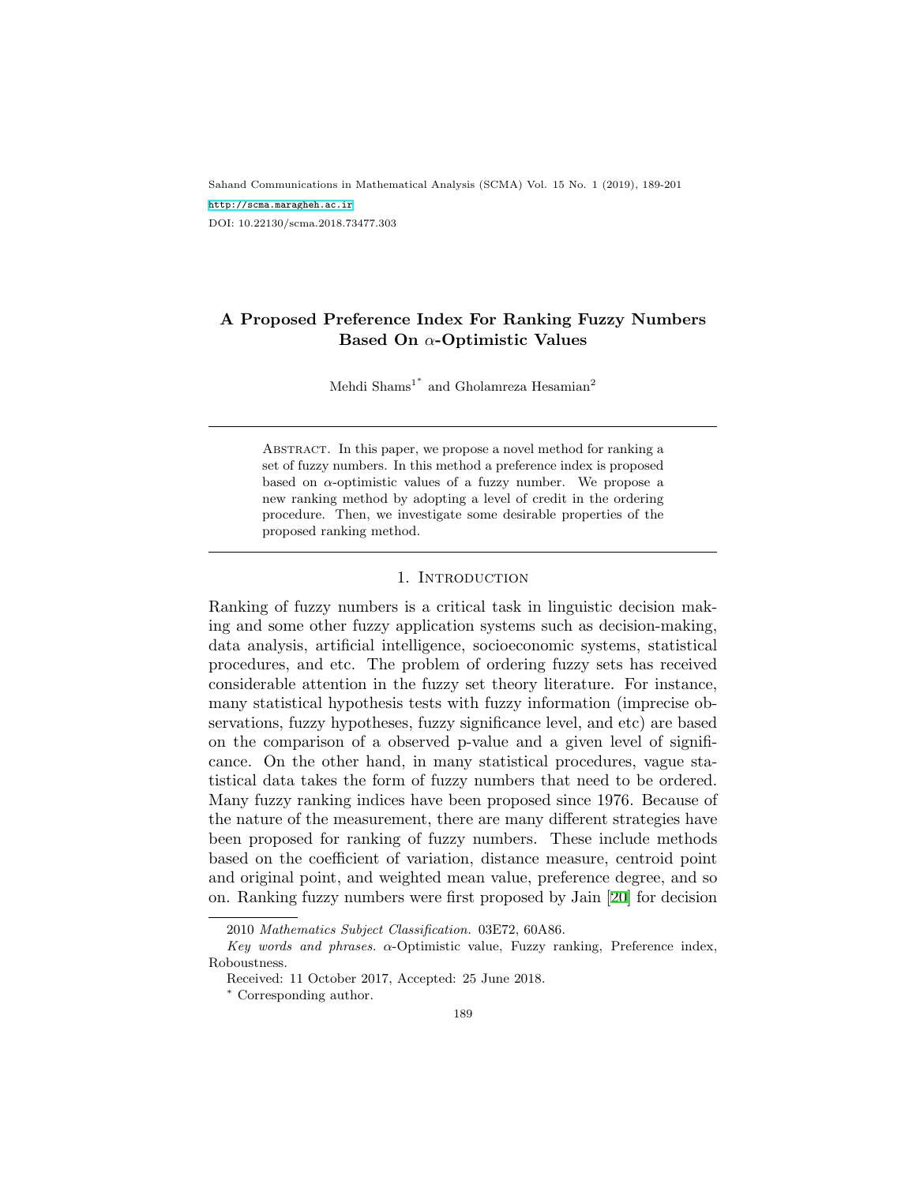# A Proposed Preference Index For Ranking Fuzzy Numbers Based On $\alpha$-Optimistic Values

Mehdi Shams[1*] and Gholamreza Hesamian[2]

Abstract. In this paper, we propose a novel method for ranking a set of fuzzy numbers. In this method a preference index is proposed based on $\alpha$-optimistic values of a fuzzy number. We propose a new ranking method by adopting a level of credit in the ordering procedure. Then, we investigate some desirable properties of the proposed ranking method.

## 1. Introduction

Ranking of fuzzy numbers is a critical task in linguistic decision making and some other fuzzy application systems such as decision-making, data analysis, artificial intelligence, socioeconomic systems, statistical procedures, and etc. The problem of ordering fuzzy sets has received considerable attention in the fuzzy set theory literature. For instance, many statistical hypothesis tests with fuzzy information (imprecise observations, fuzzy hypotheses, fuzzy significance level, and etc) are based on the comparison of a observed p-value and a given level of significance. On the other hand, in many statistical procedures, vague statistical data takes the form of fuzzy numbers that need to be ordered. Many fuzzy ranking indices have been proposed since 1976. Because of the nature of the measurement, there are many different strategies have been proposed for ranking of fuzzy numbers. These include methods based on the coefficient of variation, distance measure, centroid point and original point, and weighted mean value, preference degree, and so on. Ranking fuzzy numbers were first proposed by Jain [20] for decision

2010 *Mathematics Subject Classification.* 03E72, 60A86.

*Key words and phrases.* $\alpha$-Optimistic value, Fuzzy ranking, Preference index, Roboustness.

Received: 11 October 2017, Accepted: 25 June 2018.

\* Corresponding author.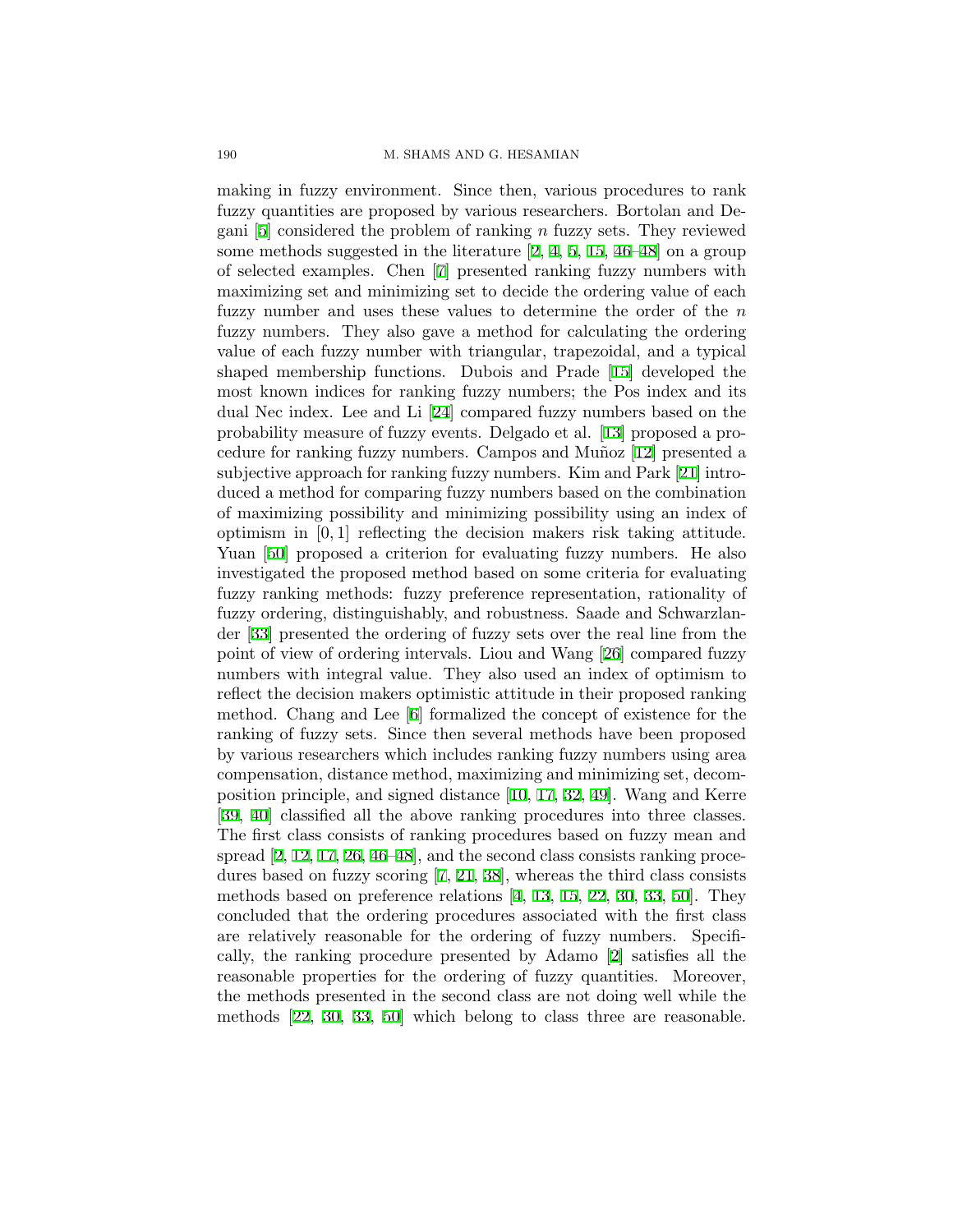making in fuzzy environment. Since then, various procedures to rank fuzzy quantities are proposed by various researchers. Bortolan and Degani [5] considered the problem of ranking $n$ fuzzy sets. They reviewed some methods suggested in the literature [2, 4, 5, 15, 46–48] on a group of selected examples. Chen [7] presented ranking fuzzy numbers with maximizing set and minimizing set to decide the ordering value of each fuzzy number and uses these values to determine the order of the $n$ fuzzy numbers. They also gave a method for calculating the ordering value of each fuzzy number with triangular, trapezoidal, and a typical shaped membership functions. Dubois and Prade [15] developed the most known indices for ranking fuzzy numbers; the Pos index and its dual Nec index. Lee and Li [24] compared fuzzy numbers based on the probability measure of fuzzy events. Delgado et al. [13] proposed a procedure for ranking fuzzy numbers. Campos and Muñoz [12] presented a subjective approach for ranking fuzzy numbers. Kim and Park [21] introduced a method for comparing fuzzy numbers based on the combination of maximizing possibility and minimizing possibility using an index of optimism in $[0, 1]$ reflecting the decision makers risk taking attitude. Yuan [50] proposed a criterion for evaluating fuzzy numbers. He also investigated the proposed method based on some criteria for evaluating fuzzy ranking methods: fuzzy preference representation, rationality of fuzzy ordering, distinguishably, and robustness. Saade and Schwarzlander [33] presented the ordering of fuzzy sets over the real line from the point of view of ordering intervals. Liou and Wang [26] compared fuzzy numbers with integral value. They also used an index of optimism to reflect the decision makers optimistic attitude in their proposed ranking method. Chang and Lee [6] formalized the concept of existence for the ranking of fuzzy sets. Since then several methods have been proposed by various researchers which includes ranking fuzzy numbers using area compensation, distance method, maximizing and minimizing set, decomposition principle, and signed distance [10, 17, 32, 49]. Wang and Kerre [39, 40] classified all the above ranking procedures into three classes. The first class consists of ranking procedures based on fuzzy mean and spread [2, 12, 17, 26, 46–48], and the second class consists ranking procedures based on fuzzy scoring [7, 21, 38], whereas the third class consists methods based on preference relations [4, 13, 15, 22, 30, 33, 50]. They concluded that the ordering procedures associated with the first class are relatively reasonable for the ordering of fuzzy numbers. Specifically, the ranking procedure presented by Adamo [2] satisfies all the reasonable properties for the ordering of fuzzy quantities. Moreover, the methods presented in the second class are not doing well while the methods [22, 30, 33, 50] which belong to class three are reasonable.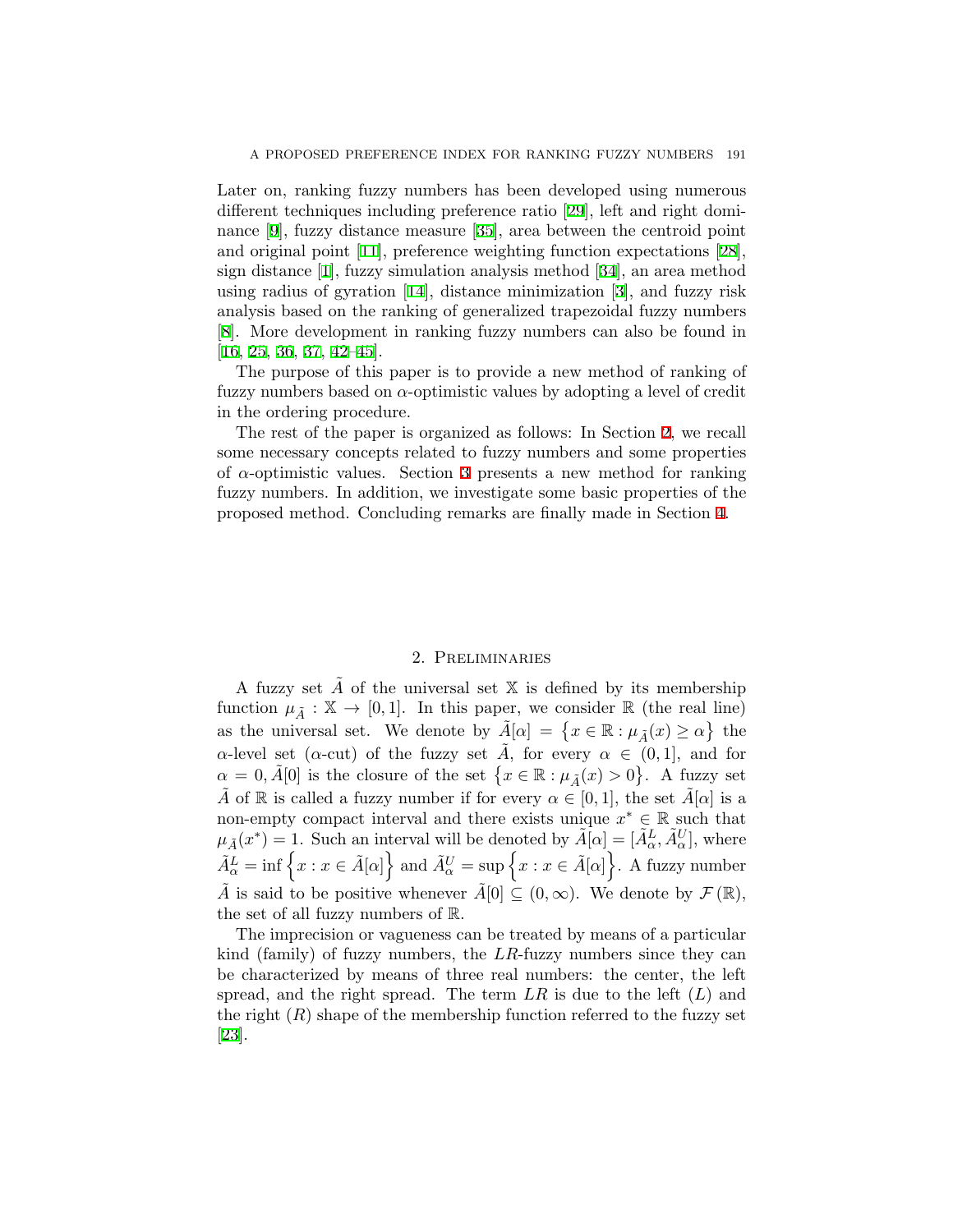Later on, ranking fuzzy numbers has been developed using numerous different techniques including preference ratio [29], left and right dominance [9], fuzzy distance measure [35], area between the centroid point and original point [11], preference weighting function expectations [28], sign distance [1], fuzzy simulation analysis method [34], an area method using radius of gyration [14], distance minimization [3], and fuzzy risk analysis based on the ranking of generalized trapezoidal fuzzy numbers [8]. More development in ranking fuzzy numbers can also be found in [16, 25, 36, 37, 42–45].

The purpose of this paper is to provide a new method of ranking of fuzzy numbers based on $\alpha$-optimistic values by adopting a level of credit in the ordering procedure.

The rest of the paper is organized as follows: In Section 2, we recall some necessary concepts related to fuzzy numbers and some properties of $\alpha$-optimistic values. Section 3 presents a new method for ranking fuzzy numbers. In addition, we investigate some basic properties of the proposed method. Concluding remarks are finally made in Section 4.

## 2. Preliminaries

A fuzzy set $\tilde{A}$ of the universal set $\mathbb{X}$ is defined by its membership function $\mu_{\tilde{A}} : \mathbb{X} \to [0, 1]$. In this paper, we consider $\mathbb{R}$ (the real line) as the universal set. We denote by $\tilde{A}[\alpha] = \left\{x \in \mathbb{R} : \mu_{\tilde{A}}(x) \geq \alpha\right\}$ the $\alpha$-level set ($\alpha$-cut) of the fuzzy set $\tilde{A}$, for every $\alpha \in (0, 1]$, and for $\alpha = 0, \tilde{A}[0]$ is the closure of the set $\left\{x \in \mathbb{R} : \mu_{\tilde{A}}(x) > 0\right\}$. A fuzzy set $\tilde{A}$ of $\mathbb{R}$ is called a fuzzy number if for every $\alpha \in [0, 1]$, the set $\tilde{A}[\alpha]$ is a non-empty compact interval and there exists unique $x^* \in \mathbb{R}$ such that $\mu_{\tilde{A}}(x^*) = 1$. Such an interval will be denoted by $\tilde{A}[\alpha] = [\tilde{A}^L_\alpha, \tilde{A}^U_\alpha]$, where $\tilde{A}^L_\alpha = \inf\left\{x : x \in \tilde{A}[\alpha]\right\}$ and $\tilde{A}^U_\alpha = \sup\left\{x : x \in \tilde{A}[\alpha]\right\}$. A fuzzy number $\tilde{A}$ is said to be positive whenever $\tilde{A}[0] \subseteq (0, \infty)$. We denote by $\mathcal{F}(\mathbb{R})$, the set of all fuzzy numbers of $\mathbb{R}$.

The imprecision or vagueness can be treated by means of a particular kind (family) of fuzzy numbers, the $LR$-fuzzy numbers since they can be characterized by means of three real numbers: the center, the left spread, and the right spread. The term $LR$ is due to the left ($L$) and the right ($R$) shape of the membership function referred to the fuzzy set [23].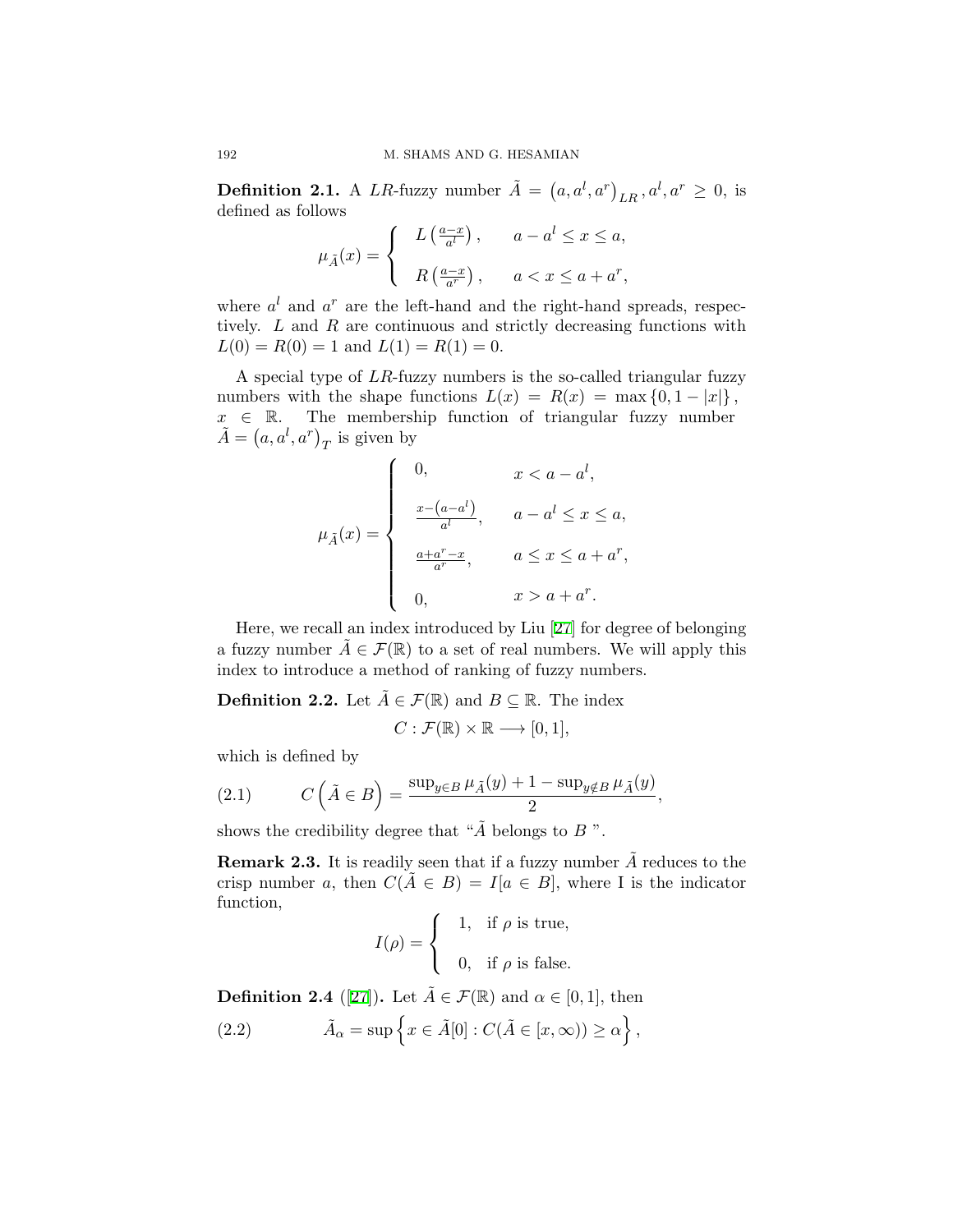**Definition 2.1.** A $LR$-fuzzy number $\tilde{A} = \left(a, a^l, a^r\right)_{LR}, a^l, a^r \geq 0$, is defined as follows

$$\mu_{\tilde{A}}(x) = \begin{cases} L\left(\frac{a-x}{a^l}\right), & a - a^l \leq x \leq a, \\ R\left(\frac{a-x}{a^r}\right), & a < x \leq a + a^r, \end{cases}$$

where $a^l$ and $a^r$ are the left-hand and the right-hand spreads, respectively. $L$ and $R$ are continuous and strictly decreasing functions with $L(0) = R(0) = 1$ and $L(1) = R(1) = 0$.

A special type of $LR$-fuzzy numbers is the so-called triangular fuzzy numbers with the shape functions $L(x) = R(x) = \max\{0, 1 - |x|\}$, $x \in \mathbb{R}$. The membership function of triangular fuzzy number $\tilde{A} = \left(a, a^l, a^r\right)_T$ is given by

$$\mu_{\tilde{A}}(x) = \begin{cases} 0, & x < a - a^l, \\ \frac{x - \left(a - a^l\right)}{a^l}, & a - a^l \leq x \leq a, \\ \frac{a + a^r - x}{a^r}, & a \leq x \leq a + a^r, \\ 0, & x > a + a^r. \end{cases}$$

Here, we recall an index introduced by Liu [27] for degree of belonging a fuzzy number $\tilde{A} \in \mathcal{F}(\mathbb{R})$ to a set of real numbers. We will apply this index to introduce a method of ranking of fuzzy numbers.

**Definition 2.2.** Let $\tilde{A} \in \mathcal{F}(\mathbb{R})$ and $B \subseteq \mathbb{R}$. The index

$$C : \mathcal{F}(\mathbb{R}) \times \mathbb{R} \longrightarrow [0, 1],$$

which is defined by

$$C\left(\tilde{A} \in B\right) = \frac{\sup_{y \in B} \mu_{\tilde{A}}(y) + 1 - \sup_{y \notin B} \mu_{\tilde{A}}(y)}{2}, \tag{2.1}$$

shows the credibility degree that "$\tilde{A}$ belongs to $B$ ".

**Remark 2.3.** It is readily seen that if a fuzzy number $\tilde{A}$ reduces to the crisp number $a$, then $C(\tilde{A} \in B) = I[a \in B]$, where I is the indicator function,

$$I(\rho) = \begin{cases} 1, & \text{if } \rho \text{ is true}, \\ 0, & \text{if } \rho \text{ is false}. \end{cases}$$

**Definition 2.4** ([27]). Let $\tilde{A} \in \mathcal{F}(\mathbb{R})$ and $\alpha \in [0, 1]$, then

$$\tilde{A}_\alpha = \sup\left\{x \in \tilde{A}[0] : C(\tilde{A} \in [x, \infty)) \geq \alpha\right\}, \tag{2.2}$$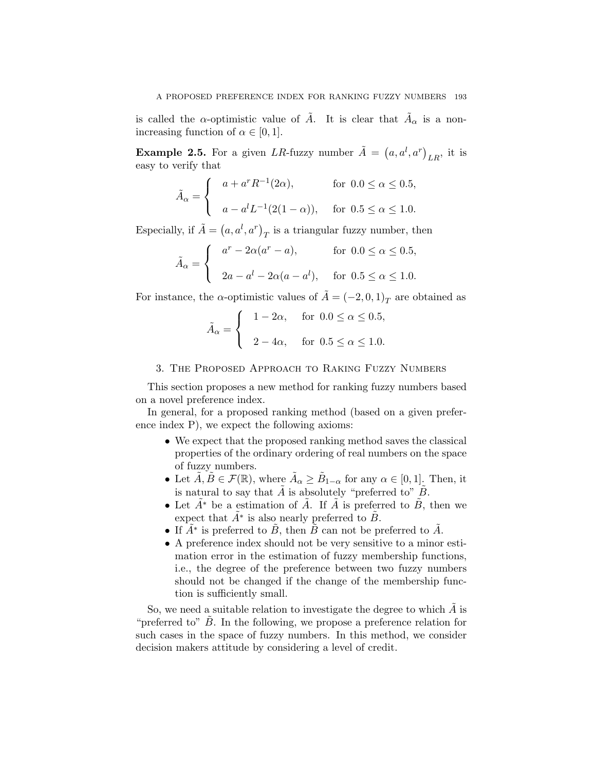is called the $\alpha$-optimistic value of $\tilde{A}$. It is clear that $\tilde{A}_\alpha$ is a non-increasing function of $\alpha \in [0, 1]$.

**Example 2.5.** For a given $LR$-fuzzy number $\tilde{A} = \left(a, a^l, a^r\right)_{LR}$, it is easy to verify that

$$\tilde{A}_\alpha = \begin{cases} a + a^r R^{-1}(2\alpha), & \text{for } 0.0 \leq \alpha \leq 0.5, \\ a - a^l L^{-1}(2(1-\alpha)), & \text{for } 0.5 \leq \alpha \leq 1.0. \end{cases}$$

Especially, if $\tilde{A} = \left(a, a^l, a^r\right)_T$ is a triangular fuzzy number, then

$$\tilde{A}_\alpha = \begin{cases} a^r - 2\alpha(a^r - a), & \text{for } 0.0 \leq \alpha \leq 0.5, \\ 2a - a^l - 2\alpha(a - a^l), & \text{for } 0.5 \leq \alpha \leq 1.0. \end{cases}$$

For instance, the $\alpha$-optimistic values of $\tilde{A} = (-2, 0, 1)_T$ are obtained as

$$\tilde{A}_\alpha = \begin{cases} 1 - 2\alpha, & \text{for } 0.0 \leq \alpha \leq 0.5, \\ 2 - 4\alpha, & \text{for } 0.5 \leq \alpha \leq 1.0. \end{cases}$$

## 3. The Proposed Approach to Raking Fuzzy Numbers

This section proposes a new method for ranking fuzzy numbers based on a novel preference index.

In general, for a proposed ranking method (based on a given preference index P), we expect the following axioms:

- We expect that the proposed ranking method saves the classical properties of the ordinary ordering of real numbers on the space of fuzzy numbers.
- Let $\tilde{A}, \tilde{B} \in \mathcal{F}(\mathbb{R})$, where $\tilde{A}_\alpha \geq \tilde{B}_{1-\alpha}$ for any $\alpha \in [0, 1]$. Then, it is natural to say that $\tilde{A}$ is absolutely "preferred to" $\tilde{B}$.
- Let $\tilde{A}^*$ be a estimation of $\tilde{A}$. If $\tilde{A}$ is preferred to $\tilde{B}$, then we expect that $\tilde{A}^*$ is also nearly preferred to $\tilde{B}$.
- If $\tilde{A}^*$ is preferred to $\tilde{B}$, then $\tilde{B}$ can not be preferred to $\tilde{A}$.
- A preference index should not be very sensitive to a minor estimation error in the estimation of fuzzy membership functions, i.e., the degree of the preference between two fuzzy numbers should not be changed if the change of the membership function is sufficiently small.

So, we need a suitable relation to investigate the degree to which $\tilde{A}$ is "preferred to" $\tilde{B}$. In the following, we propose a preference relation for such cases in the space of fuzzy numbers. In this method, we consider decision makers attitude by considering a level of credit.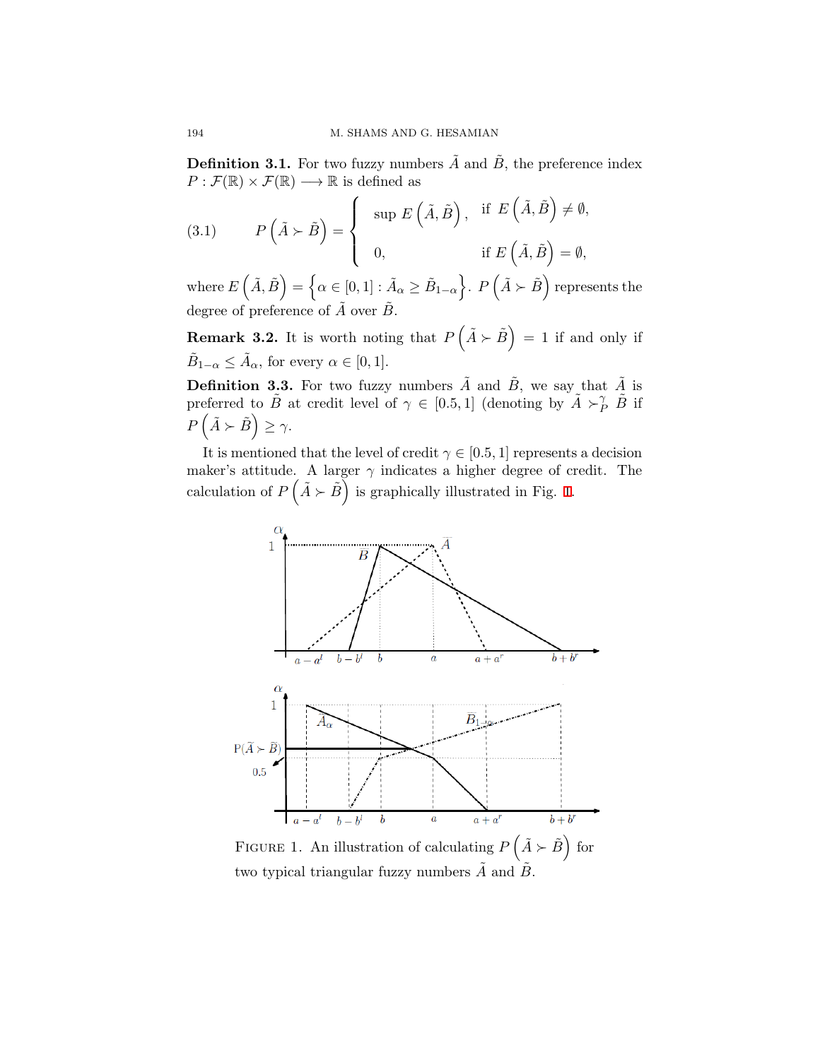**Definition 3.1.** For two fuzzy numbers $\tilde{A}$ and $\tilde{B}$, the preference index $P : \mathcal{F}(\mathbb{R}) \times \mathcal{F}(\mathbb{R}) \longrightarrow \mathbb{R}$ is defined as

$$P\left(\tilde{A} \succ \tilde{B}\right) = \begin{cases} \sup E\left(\tilde{A}, \tilde{B}\right), & \text{if } E\left(\tilde{A}, \tilde{B}\right) \neq \emptyset, \\ 0, & \text{if } E\left(\tilde{A}, \tilde{B}\right) = \emptyset, \end{cases} \tag{3.1}$$

where $E\left(\tilde{A}, \tilde{B}\right) = \left\{\alpha \in [0,1] : \tilde{A}_\alpha \geq \tilde{B}_{1-\alpha}\right\}$. $P\left(\tilde{A} \succ \tilde{B}\right)$ represents the degree of preference of $\tilde{A}$ over $\tilde{B}$.

**Remark 3.2.** It is worth noting that $P\left(\tilde{A} \succ \tilde{B}\right) = 1$ if and only if $\tilde{B}_{1-\alpha} \leq \tilde{A}_\alpha$, for every $\alpha \in [0,1]$.

**Definition 3.3.** For two fuzzy numbers $\tilde{A}$ and $\tilde{B}$, we say that $\tilde{A}$ is preferred to $\tilde{B}$ at credit level of $\gamma \in [0.5, 1]$ (denoting by $\tilde{A} \succ_P^\gamma \tilde{B}$ if $P\left(\tilde{A} \succ \tilde{B}\right) \geq \gamma$.

It is mentioned that the level of credit $\gamma \in [0.5, 1]$ represents a decision maker's attitude. A larger $\gamma$ indicates a higher degree of credit. The calculation of $P\left(\tilde{A} \succ \tilde{B}\right)$ is graphically illustrated in Fig. 1.

FIGURE 1. An illustration of calculating $P\left(\tilde{A} \succ \tilde{B}\right)$ for two typical triangular fuzzy numbers $\tilde{A}$ and $\tilde{B}$.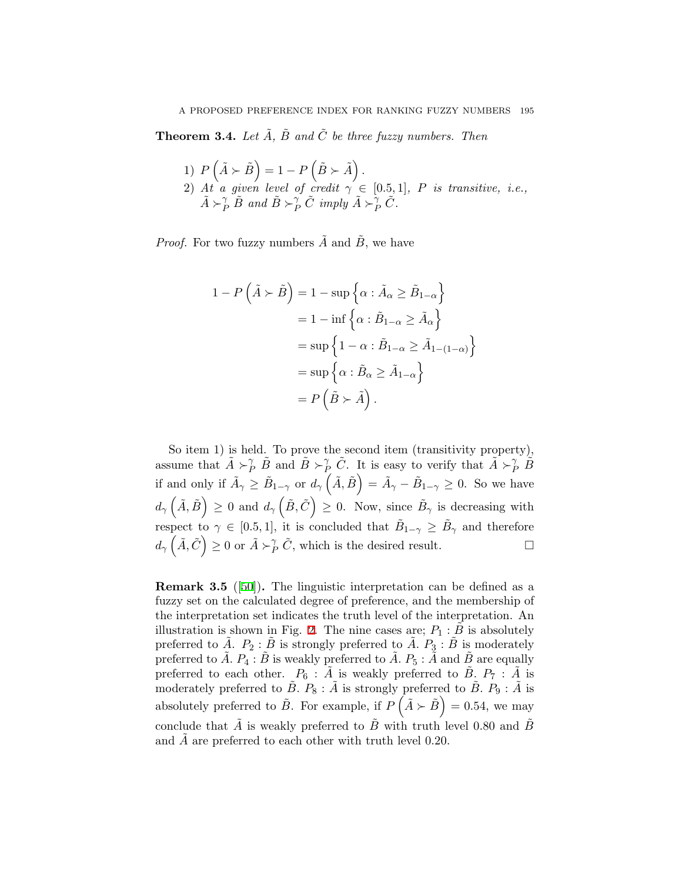**Theorem 3.4.** *Let $\tilde{A}$, $\tilde{B}$ and $\tilde{C}$ be three fuzzy numbers. Then*

1) $P\left(\tilde{A} \succ \tilde{B}\right) = 1 - P\left(\tilde{B} \succ \tilde{A}\right)$.
2) *At a given level of credit $\gamma \in [0.5, 1]$, $P$ is transitive, i.e., $\tilde{A} \succ_P^\gamma \tilde{B}$ and $\tilde{B} \succ_P^\gamma \tilde{C}$ imply $\tilde{A} \succ_P^\gamma \tilde{C}$.*

*Proof.* For two fuzzy numbers $\tilde{A}$ and $\tilde{B}$, we have

$$
\begin{aligned}
1 - P\left(\tilde{A} \succ \tilde{B}\right) &= 1 - \sup\left\{\alpha : \tilde{A}_\alpha \geq \tilde{B}_{1-\alpha}\right\} \\
&= 1 - \inf\left\{\alpha : \tilde{B}_{1-\alpha} \geq \tilde{A}_\alpha\right\} \\
&= \sup\left\{1 - \alpha : \tilde{B}_{1-\alpha} \geq \tilde{A}_{1-(1-\alpha)}\right\} \\
&= \sup\left\{\alpha : \tilde{B}_\alpha \geq \tilde{A}_{1-\alpha}\right\} \\
&= P\left(\tilde{B} \succ \tilde{A}\right).
\end{aligned}
$$

So item 1) is held. To prove the second item (transitivity property), assume that $\tilde{A} \succ_P^\gamma \tilde{B}$ and $\tilde{B} \succ_P^\gamma \tilde{C}$. It is easy to verify that $\tilde{A} \succ_P^\gamma \tilde{B}$ if and only if $\tilde{A}_\gamma \geq \tilde{B}_{1-\gamma}$ or $d_\gamma\left(\tilde{A}, \tilde{B}\right) = \tilde{A}_\gamma - \tilde{B}_{1-\gamma} \geq 0$. So we have $d_\gamma\left(\tilde{A}, \tilde{B}\right) \geq 0$ and $d_\gamma\left(\tilde{B}, \tilde{C}\right) \geq 0$. Now, since $\tilde{B}_\gamma$ is decreasing with respect to $\gamma \in [0.5, 1]$, it is concluded that $\tilde{B}_{1-\gamma} \geq \tilde{B}_\gamma$ and therefore $d_\gamma\left(\tilde{A}, \tilde{C}\right) \geq 0$ or $\tilde{A} \succ_P^\gamma \tilde{C}$, which is the desired result. □

**Remark 3.5** ([50])**.** The linguistic interpretation can be defined as a fuzzy set on the calculated degree of preference, and the membership of the interpretation set indicates the truth level of the interpretation. An illustration is shown in Fig. 2. The nine cases are; $P_1$ : $\tilde{B}$ is absolutely preferred to $\tilde{A}$. $P_2$ : $\tilde{B}$ is strongly preferred to $\tilde{A}$. $P_3$ : $\tilde{B}$ is moderately preferred to $\tilde{A}$. $P_4$ : $\tilde{B}$ is weakly preferred to $\tilde{A}$. $P_5$ : $\tilde{A}$ and $\tilde{B}$ are equally preferred to each other. $P_6$ : $\tilde{A}$ is weakly preferred to $\tilde{B}$. $P_7$ : $\tilde{A}$ is moderately preferred to $\tilde{B}$. $P_8$ : $\tilde{A}$ is strongly preferred to $\tilde{B}$. $P_9$ : $\tilde{A}$ is absolutely preferred to $\tilde{B}$. For example, if $P\left(\tilde{A} \succ \tilde{B}\right) = 0.54$, we may conclude that $\tilde{A}$ is weakly preferred to $\tilde{B}$ with truth level 0.80 and $\tilde{B}$ and $\tilde{A}$ are preferred to each other with truth level 0.20.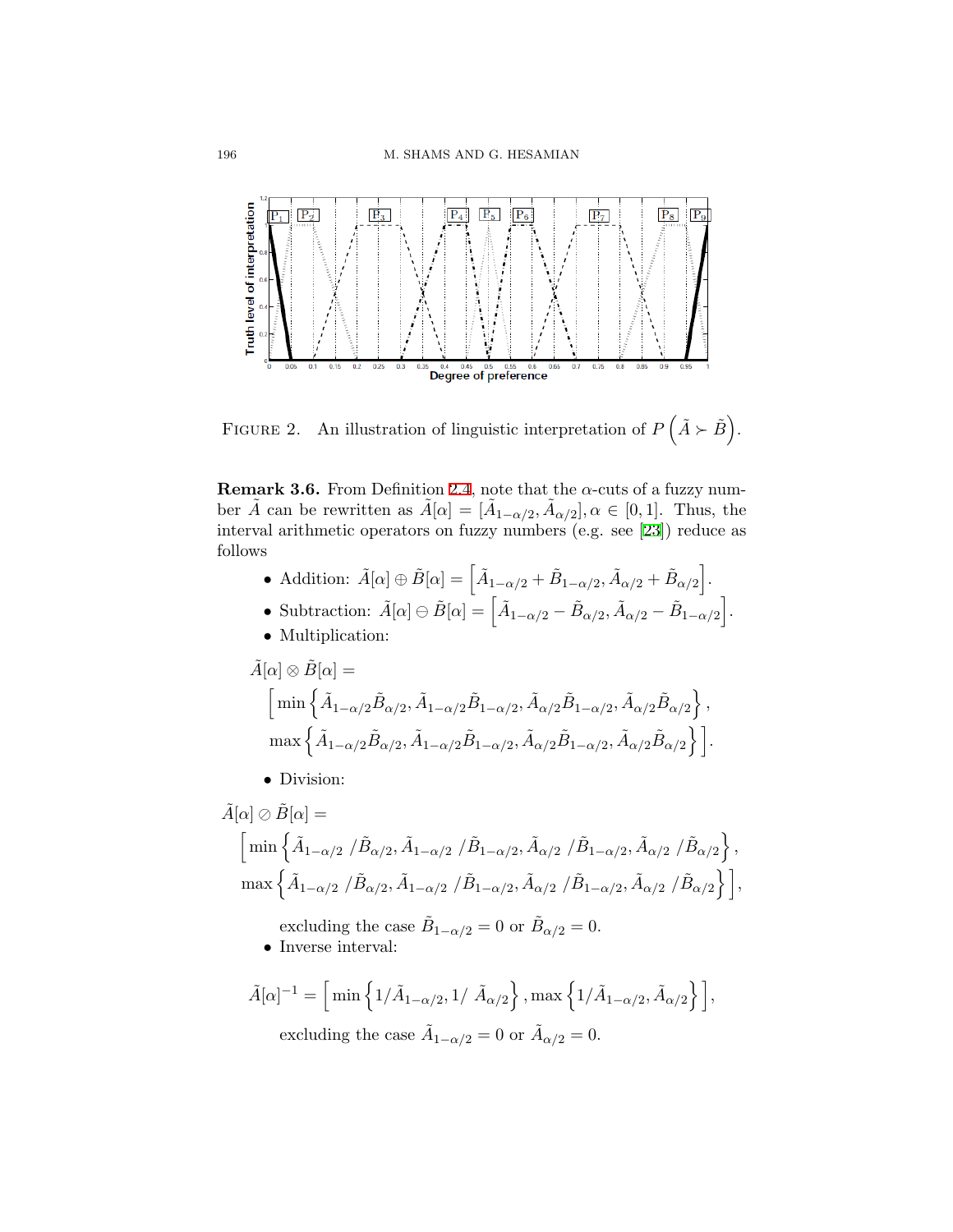FIGURE 2. An illustration of linguistic interpretation of $P\left(\tilde{A} \succ \tilde{B}\right)$.

**Remark 3.6.** From Definition 2.4, note that the $\alpha$-cuts of a fuzzy number $\tilde{A}$ can be rewritten as $\tilde{A}[\alpha] = [\tilde{A}_{1-\alpha/2}, \tilde{A}_{\alpha/2}], \alpha \in [0,1]$. Thus, the interval arithmetic operators on fuzzy numbers (e.g. see [23]) reduce as follows

- Addition: $\tilde{A}[\alpha] \oplus \tilde{B}[\alpha] = \left[\tilde{A}_{1-\alpha/2} + \tilde{B}_{1-\alpha/2}, \tilde{A}_{\alpha/2} + \tilde{B}_{\alpha/2}\right]$.
- Subtraction: $\tilde{A}[\alpha] \ominus \tilde{B}[\alpha] = \left[\tilde{A}_{1-\alpha/2} - \tilde{B}_{\alpha/2}, \tilde{A}_{\alpha/2} - \tilde{B}_{1-\alpha/2}\right]$.
- Multiplication:

$$\tilde{A}[\alpha] \otimes \tilde{B}[\alpha] = \Big[\min\left\{\tilde{A}_{1-\alpha/2}\tilde{B}_{\alpha/2}, \tilde{A}_{1-\alpha/2}\tilde{B}_{1-\alpha/2}, \tilde{A}_{\alpha/2}\tilde{B}_{1-\alpha/2}, \tilde{A}_{\alpha/2}\tilde{B}_{\alpha/2}\right\}, \max\left\{\tilde{A}_{1-\alpha/2}\tilde{B}_{\alpha/2}, \tilde{A}_{1-\alpha/2}\tilde{B}_{1-\alpha/2}, \tilde{A}_{\alpha/2}\tilde{B}_{1-\alpha/2}, \tilde{A}_{\alpha/2}\tilde{B}_{\alpha/2}\right\}\Big].$$

- Division:

$$\tilde{A}[\alpha] \oslash \tilde{B}[\alpha] = \Big[\min\left\{\tilde{A}_{1-\alpha/2}\;/\tilde{B}_{\alpha/2}, \tilde{A}_{1-\alpha/2}\;/\tilde{B}_{1-\alpha/2}, \tilde{A}_{\alpha/2}\;/\tilde{B}_{1-\alpha/2}, \tilde{A}_{\alpha/2}\;/\tilde{B}_{\alpha/2}\right\}, \max\left\{\tilde{A}_{1-\alpha/2}\;/\tilde{B}_{\alpha/2}, \tilde{A}_{1-\alpha/2}\;/\tilde{B}_{1-\alpha/2}, \tilde{A}_{\alpha/2}\;/\tilde{B}_{1-\alpha/2}, \tilde{A}_{\alpha/2}\;/\tilde{B}_{\alpha/2}\right\}\Big],$$

  excluding the case $\tilde{B}_{1-\alpha/2} = 0$ or $\tilde{B}_{\alpha/2} = 0$.
- Inverse interval:

$$\tilde{A}[\alpha]^{-1} = \Big[\min\left\{1/\tilde{A}_{1-\alpha/2}, 1/\;\tilde{A}_{\alpha/2}\right\}, \max\left\{1/\tilde{A}_{1-\alpha/2}, \tilde{A}_{\alpha/2}\right\}\Big],$$

  excluding the case $\tilde{A}_{1-\alpha/2} = 0$ or $\tilde{A}_{\alpha/2} = 0$.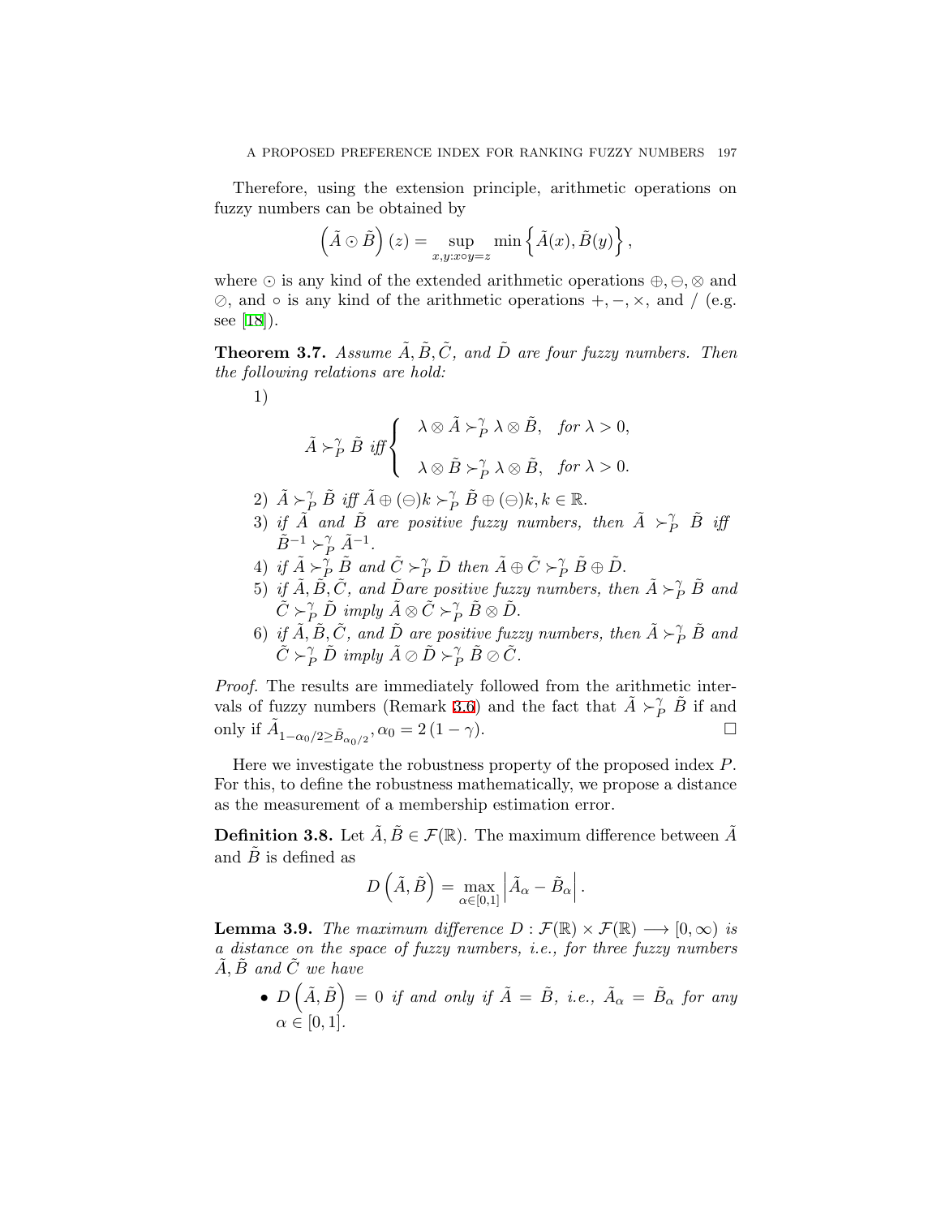Therefore, using the extension principle, arithmetic operations on fuzzy numbers can be obtained by

$$\left(\tilde{A} \odot \tilde{B}\right)(z) = \sup_{x,y: x\circ y = z} \min\left\{\tilde{A}(x), \tilde{B}(y)\right\},$$

where $\odot$ is any kind of the extended arithmetic operations $\oplus, \ominus, \otimes$ and $\oslash$, and $\circ$ is any kind of the arithmetic operations $+, -, \times$, and $/$ (e.g. see [18]).

**Theorem 3.7.** *Assume $\tilde{A}, \tilde{B}, \tilde{C}$, and $\tilde{D}$ are four fuzzy numbers. Then the following relations are hold:*

1)

$$\tilde{A} \succ_P^\gamma \tilde{B} \text{ iff } \begin{cases} \lambda \otimes \tilde{A} \succ_P^\gamma \lambda \otimes \tilde{B}, & \text{for } \lambda > 0, \\ \lambda \otimes \tilde{B} \succ_P^\gamma \lambda \otimes \tilde{B}, & \text{for } \lambda > 0. \end{cases}$$

2) $\tilde{A} \succ_P^\gamma \tilde{B}$ *iff* $\tilde{A} \oplus (\ominus)k \succ_P^\gamma \tilde{B} \oplus (\ominus)k, k \in \mathbb{R}$.

3) *if $\tilde{A}$ and $\tilde{B}$ are positive fuzzy numbers, then $\tilde{A} \succ_P^\gamma \tilde{B}$ iff $\tilde{B}^{-1} \succ_P^\gamma \tilde{A}^{-1}$.*

4) *if $\tilde{A} \succ_P^\gamma \tilde{B}$ and $\tilde{C} \succ_P^\gamma \tilde{D}$ then $\tilde{A} \oplus \tilde{C} \succ_P^\gamma \tilde{B} \oplus \tilde{D}$.*

5) *if $\tilde{A}, \tilde{B}, \tilde{C}$, and $\tilde{D}$are positive fuzzy numbers, then $\tilde{A} \succ_P^\gamma \tilde{B}$ and $\tilde{C} \succ_P^\gamma \tilde{D}$ imply $\tilde{A} \otimes \tilde{C} \succ_P^\gamma \tilde{B} \otimes \tilde{D}$.*

6) *if $\tilde{A}, \tilde{B}, \tilde{C}$, and $\tilde{D}$ are positive fuzzy numbers, then $\tilde{A} \succ_P^\gamma \tilde{B}$ and $\tilde{C} \succ_P^\gamma \tilde{D}$ imply $\tilde{A} \oslash \tilde{D} \succ_P^\gamma \tilde{B} \oslash \tilde{C}$.*

*Proof.* The results are immediately followed from the arithmetic intervals of fuzzy numbers (Remark 3.6) and the fact that $\tilde{A} \succ_P^\gamma \tilde{B}$ if and only if $\tilde{A}_{1-\alpha_0/2 \geq \tilde{B}_{\alpha_0/2}}, \alpha_0 = 2(1-\gamma)$. □

Here we investigate the robustness property of the proposed index $P$. For this, to define the robustness mathematically, we propose a distance as the measurement of a membership estimation error.

**Definition 3.8.** Let $\tilde{A}, \tilde{B} \in \mathcal{F}(\mathbb{R})$. The maximum difference between $\tilde{A}$ and $\tilde{B}$ is defined as

$$D\left(\tilde{A}, \tilde{B}\right) = \max_{\alpha\in[0,1]} \left|\tilde{A}_\alpha - \tilde{B}_\alpha\right|.$$

**Lemma 3.9.** *The maximum difference $D : \mathcal{F}(\mathbb{R}) \times \mathcal{F}(\mathbb{R}) \longrightarrow [0, \infty)$ is a distance on the space of fuzzy numbers, i.e., for three fuzzy numbers $\tilde{A}, \tilde{B}$ and $\tilde{C}$ we have*

- *$D\left(\tilde{A}, \tilde{B}\right) = 0$ if and only if $\tilde{A} = \tilde{B}$, i.e., $\tilde{A}_\alpha = \tilde{B}_\alpha$ for any $\alpha \in [0, 1]$.*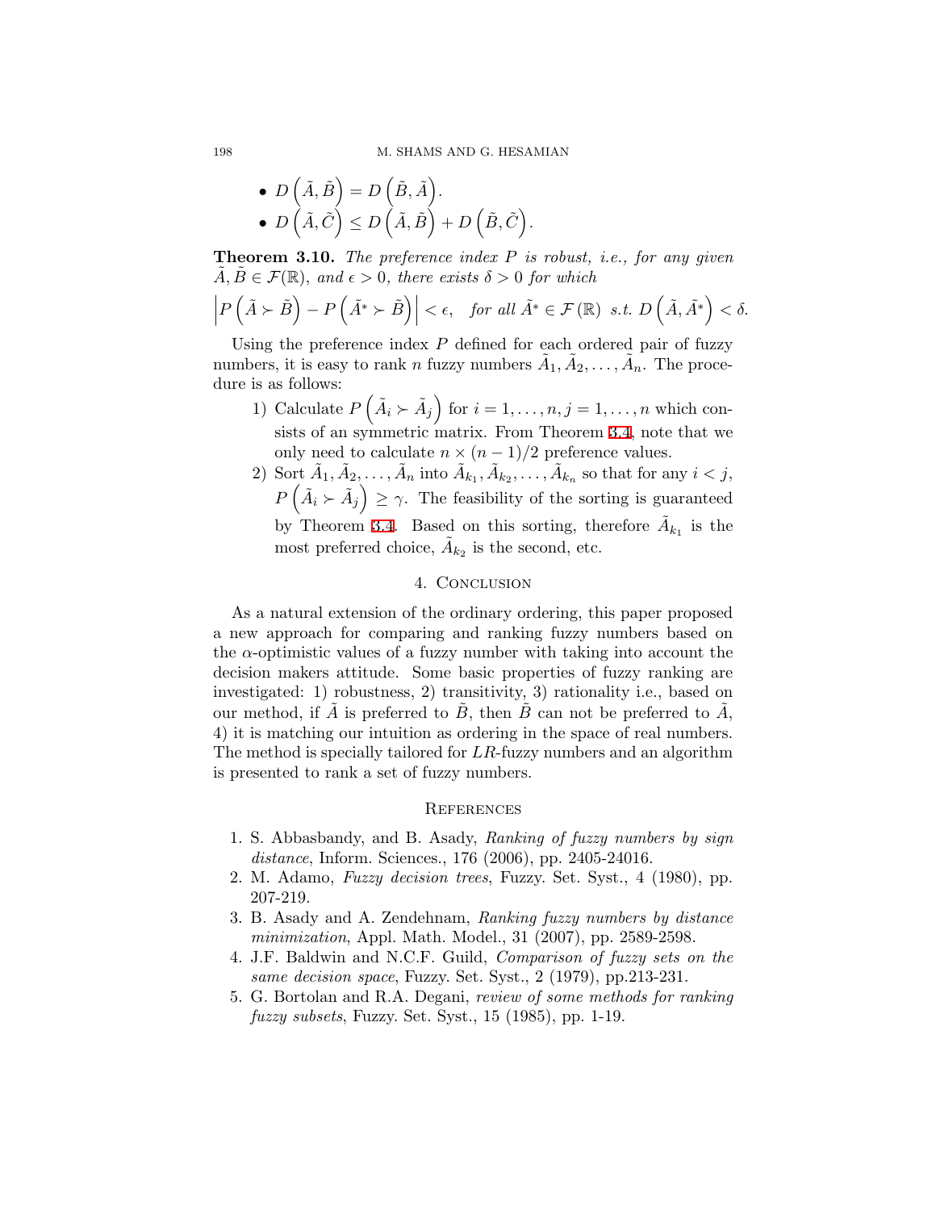- $D\left(\tilde{A}, \tilde{B}\right) = D\left(\tilde{B}, \tilde{A}\right)$.
- $D\left(\tilde{A}, \tilde{C}\right) \leq D\left(\tilde{A}, \tilde{B}\right) + D\left(\tilde{B}, \tilde{C}\right)$.

**Theorem 3.10.** *The preference index $P$ is robust, i.e., for any given $\tilde{A}, \tilde{B} \in \mathcal{F}(\mathbb{R})$, and $\epsilon > 0$, there exists $\delta > 0$ for which*

$$\left|P\left(\tilde{A} \succ \tilde{B}\right) - P\left(\tilde{A}^* \succ \tilde{B}\right)\right| < \epsilon, \quad \textit{for all } \tilde{A}^* \in \mathcal{F}(\mathbb{R}) \ \textit{s.t.} \ D\left(\tilde{A}, \tilde{A}^*\right) < \delta.$$

Using the preference index $P$ defined for each ordered pair of fuzzy numbers, it is easy to rank $n$ fuzzy numbers $\tilde{A}_1, \tilde{A}_2, \ldots, \tilde{A}_n$. The procedure is as follows:

1) Calculate $P\left(\tilde{A}_i \succ \tilde{A}_j\right)$ for $i = 1, \ldots, n, j = 1, \ldots, n$ which consists of an symmetric matrix. From Theorem 3.4, note that we only need to calculate $n \times (n-1)/2$ preference values.
2) Sort $\tilde{A}_1, \tilde{A}_2, \ldots, \tilde{A}_n$ into $\tilde{A}_{k_1}, \tilde{A}_{k_2}, \ldots, \tilde{A}_{k_n}$ so that for any $i < j$, $P\left(\tilde{A}_i \succ \tilde{A}_j\right) \geq \gamma$. The feasibility of the sorting is guaranteed by Theorem 3.4. Based on this sorting, therefore $\tilde{A}_{k_1}$ is the most preferred choice, $\tilde{A}_{k_2}$ is the second, etc.

## 4. Conclusion

As a natural extension of the ordinary ordering, this paper proposed a new approach for comparing and ranking fuzzy numbers based on the $\alpha$-optimistic values of a fuzzy number with taking into account the decision makers attitude. Some basic properties of fuzzy ranking are investigated: 1) robustness, 2) transitivity, 3) rationality i.e., based on our method, if $\tilde{A}$ is preferred to $\tilde{B}$, then $\tilde{B}$ can not be preferred to $\tilde{A}$, 4) it is matching our intuition as ordering in the space of real numbers. The method is specially tailored for $LR$-fuzzy numbers and an algorithm is presented to rank a set of fuzzy numbers.

## References

1. S. Abbasbandy, and B. Asady, *Ranking of fuzzy numbers by sign distance*, Inform. Sciences., 176 (2006), pp. 2405-24016.
2. M. Adamo, *Fuzzy decision trees*, Fuzzy. Set. Syst., 4 (1980), pp. 207-219.
3. B. Asady and A. Zendehnam, *Ranking fuzzy numbers by distance minimization*, Appl. Math. Model., 31 (2007), pp. 2589-2598.
4. J.F. Baldwin and N.C.F. Guild, *Comparison of fuzzy sets on the same decision space*, Fuzzy. Set. Syst., 2 (1979), pp.213-231.
5. G. Bortolan and R.A. Degani, *review of some methods for ranking fuzzy subsets*, Fuzzy. Set. Syst., 15 (1985), pp. 1-19.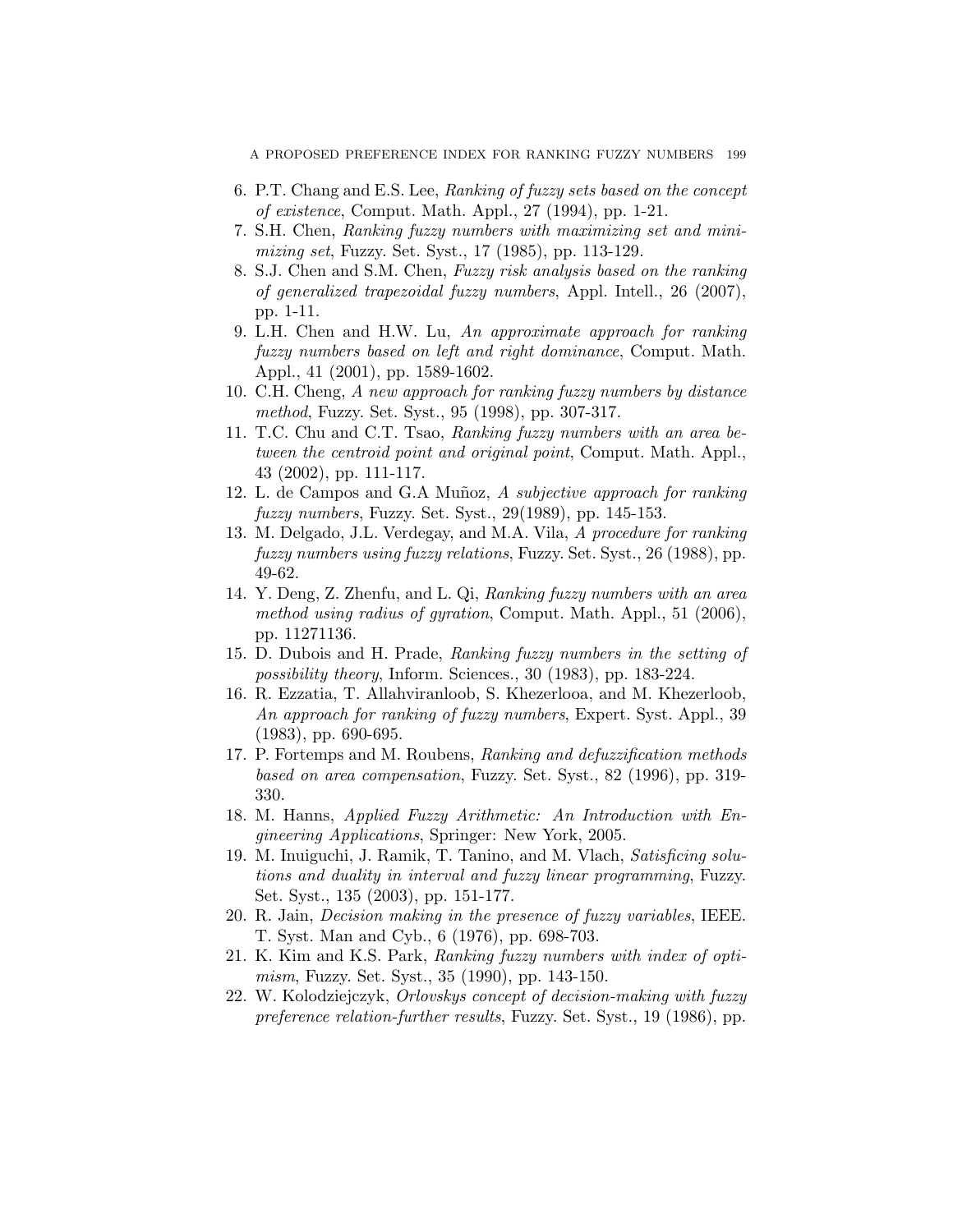6. P.T. Chang and E.S. Lee, *Ranking of fuzzy sets based on the concept of existence*, Comput. Math. Appl., 27 (1994), pp. 1-21.
7. S.H. Chen, *Ranking fuzzy numbers with maximizing set and minimizing set*, Fuzzy. Set. Syst., 17 (1985), pp. 113-129.
8. S.J. Chen and S.M. Chen, *Fuzzy risk analysis based on the ranking of generalized trapezoidal fuzzy numbers*, Appl. Intell., 26 (2007), pp. 1-11.
9. L.H. Chen and H.W. Lu, *An approximate approach for ranking fuzzy numbers based on left and right dominance*, Comput. Math. Appl., 41 (2001), pp. 1589-1602.
10. C.H. Cheng, *A new approach for ranking fuzzy numbers by distance method*, Fuzzy. Set. Syst., 95 (1998), pp. 307-317.
11. T.C. Chu and C.T. Tsao, *Ranking fuzzy numbers with an area between the centroid point and original point*, Comput. Math. Appl., 43 (2002), pp. 111-117.
12. L. de Campos and G.A Muñoz, *A subjective approach for ranking fuzzy numbers*, Fuzzy. Set. Syst., 29(1989), pp. 145-153.
13. M. Delgado, J.L. Verdegay, and M.A. Vila, *A procedure for ranking fuzzy numbers using fuzzy relations*, Fuzzy. Set. Syst., 26 (1988), pp. 49-62.
14. Y. Deng, Z. Zhenfu, and L. Qi, *Ranking fuzzy numbers with an area method using radius of gyration*, Comput. Math. Appl., 51 (2006), pp. 11271136.
15. D. Dubois and H. Prade, *Ranking fuzzy numbers in the setting of possibility theory*, Inform. Sciences., 30 (1983), pp. 183-224.
16. R. Ezzatia, T. Allahviranloob, S. Khezerlooa, and M. Khezerloob, *An approach for ranking of fuzzy numbers*, Expert. Syst. Appl., 39 (1983), pp. 690-695.
17. P. Fortemps and M. Roubens, *Ranking and defuzzification methods based on area compensation*, Fuzzy. Set. Syst., 82 (1996), pp. 319-330.
18. M. Hanns, *Applied Fuzzy Arithmetic: An Introduction with Engineering Applications*, Springer: New York, 2005.
19. M. Inuiguchi, J. Ramik, T. Tanino, and M. Vlach, *Satisficing solutions and duality in interval and fuzzy linear programming*, Fuzzy. Set. Syst., 135 (2003), pp. 151-177.
20. R. Jain, *Decision making in the presence of fuzzy variables*, IEEE. T. Syst. Man and Cyb., 6 (1976), pp. 698-703.
21. K. Kim and K.S. Park, *Ranking fuzzy numbers with index of optimism*, Fuzzy. Set. Syst., 35 (1990), pp. 143-150.
22. W. Kolodziejczyk, *Orlovskys concept of decision-making with fuzzy preference relation-further results*, Fuzzy. Set. Syst., 19 (1986), pp.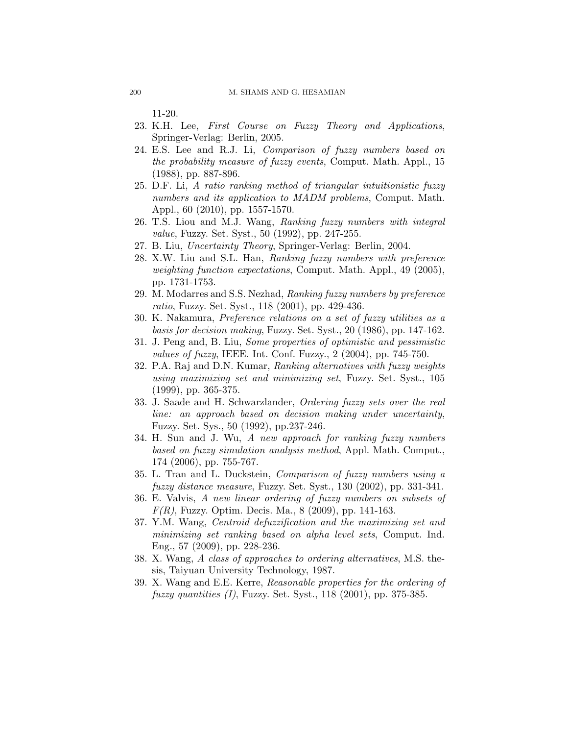11-20.

23. K.H. Lee, *First Course on Fuzzy Theory and Applications*, Springer-Verlag: Berlin, 2005.
24. E.S. Lee and R.J. Li, *Comparison of fuzzy numbers based on the probability measure of fuzzy events*, Comput. Math. Appl., 15 (1988), pp. 887-896.
25. D.F. Li, *A ratio ranking method of triangular intuitionistic fuzzy numbers and its application to MADM problems*, Comput. Math. Appl., 60 (2010), pp. 1557-1570.
26. T.S. Liou and M.J. Wang, *Ranking fuzzy numbers with integral value*, Fuzzy. Set. Syst., 50 (1992), pp. 247-255.
27. B. Liu, *Uncertainty Theory*, Springer-Verlag: Berlin, 2004.
28. X.W. Liu and S.L. Han, *Ranking fuzzy numbers with preference weighting function expectations*, Comput. Math. Appl., 49 (2005), pp. 1731-1753.
29. M. Modarres and S.S. Nezhad, *Ranking fuzzy numbers by preference ratio*, Fuzzy. Set. Syst., 118 (2001), pp. 429-436.
30. K. Nakamura, *Preference relations on a set of fuzzy utilities as a basis for decision making*, Fuzzy. Set. Syst., 20 (1986), pp. 147-162.
31. J. Peng and, B. Liu, *Some properties of optimistic and pessimistic values of fuzzy*, IEEE. Int. Conf. Fuzzy., 2 (2004), pp. 745-750.
32. P.A. Raj and D.N. Kumar, *Ranking alternatives with fuzzy weights using maximizing set and minimizing set*, Fuzzy. Set. Syst., 105 (1999), pp. 365-375.
33. J. Saade and H. Schwarzlander, *Ordering fuzzy sets over the real line: an approach based on decision making under uncertainty*, Fuzzy. Set. Sys., 50 (1992), pp.237-246.
34. H. Sun and J. Wu, *A new approach for ranking fuzzy numbers based on fuzzy simulation analysis method*, Appl. Math. Comput., 174 (2006), pp. 755-767.
35. L. Tran and L. Duckstein, *Comparison of fuzzy numbers using a fuzzy distance measure*, Fuzzy. Set. Syst., 130 (2002), pp. 331-341.
36. E. Valvis, *A new linear ordering of fuzzy numbers on subsets of F(R)*, Fuzzy. Optim. Decis. Ma., 8 (2009), pp. 141-163.
37. Y.M. Wang, *Centroid defuzzification and the maximizing set and minimizing set ranking based on alpha level sets*, Comput. Ind. Eng., 57 (2009), pp. 228-236.
38. X. Wang, *A class of approaches to ordering alternatives*, M.S. thesis, Taiyuan University Technology, 1987.
39. X. Wang and E.E. Kerre, *Reasonable properties for the ordering of fuzzy quantities (I)*, Fuzzy. Set. Syst., 118 (2001), pp. 375-385.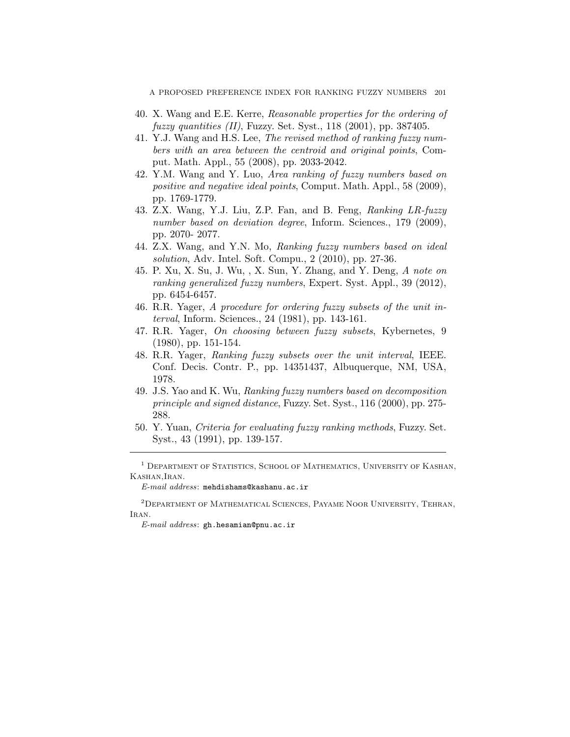40. X. Wang and E.E. Kerre, *Reasonable properties for the ordering of fuzzy quantities (II)*, Fuzzy. Set. Syst., 118 (2001), pp. 387405.
41. Y.J. Wang and H.S. Lee, *The revised method of ranking fuzzy numbers with an area between the centroid and original points*, Comput. Math. Appl., 55 (2008), pp. 2033-2042.
42. Y.M. Wang and Y. Luo, *Area ranking of fuzzy numbers based on positive and negative ideal points*, Comput. Math. Appl., 58 (2009), pp. 1769-1779.
43. Z.X. Wang, Y.J. Liu, Z.P. Fan, and B. Feng, *Ranking LR-fuzzy number based on deviation degree*, Inform. Sciences., 179 (2009), pp. 2070- 2077.
44. Z.X. Wang, and Y.N. Mo, *Ranking fuzzy numbers based on ideal solution*, Adv. Intel. Soft. Compu., 2 (2010), pp. 27-36.
45. P. Xu, X. Su, J. Wu, , X. Sun, Y. Zhang, and Y. Deng, *A note on ranking generalized fuzzy numbers*, Expert. Syst. Appl., 39 (2012), pp. 6454-6457.
46. R.R. Yager, *A procedure for ordering fuzzy subsets of the unit interval*, Inform. Sciences., 24 (1981), pp. 143-161.
47. R.R. Yager, *On choosing between fuzzy subsets*, Kybernetes, 9 (1980), pp. 151-154.
48. R.R. Yager, *Ranking fuzzy subsets over the unit interval*, IEEE. Conf. Decis. Contr. P., pp. 14351437, Albuquerque, NM, USA, 1978.
49. J.S. Yao and K. Wu, *Ranking fuzzy numbers based on decomposition principle and signed distance*, Fuzzy. Set. Syst., 116 (2000), pp. 275-288.
50. Y. Yuan, *Criteria for evaluating fuzzy ranking methods*, Fuzzy. Set. Syst., 43 (1991), pp. 139-157.

---

[1] Department of Statistics, School of Mathematics, University of Kashan, Kashan,Iran.

*E-mail address*: mehdishams@kashanu.ac.ir

[2] Department of Mathematical Sciences, Payame Noor University, Tehran, Iran.

*E-mail address*: gh.hesamian@pnu.ac.ir